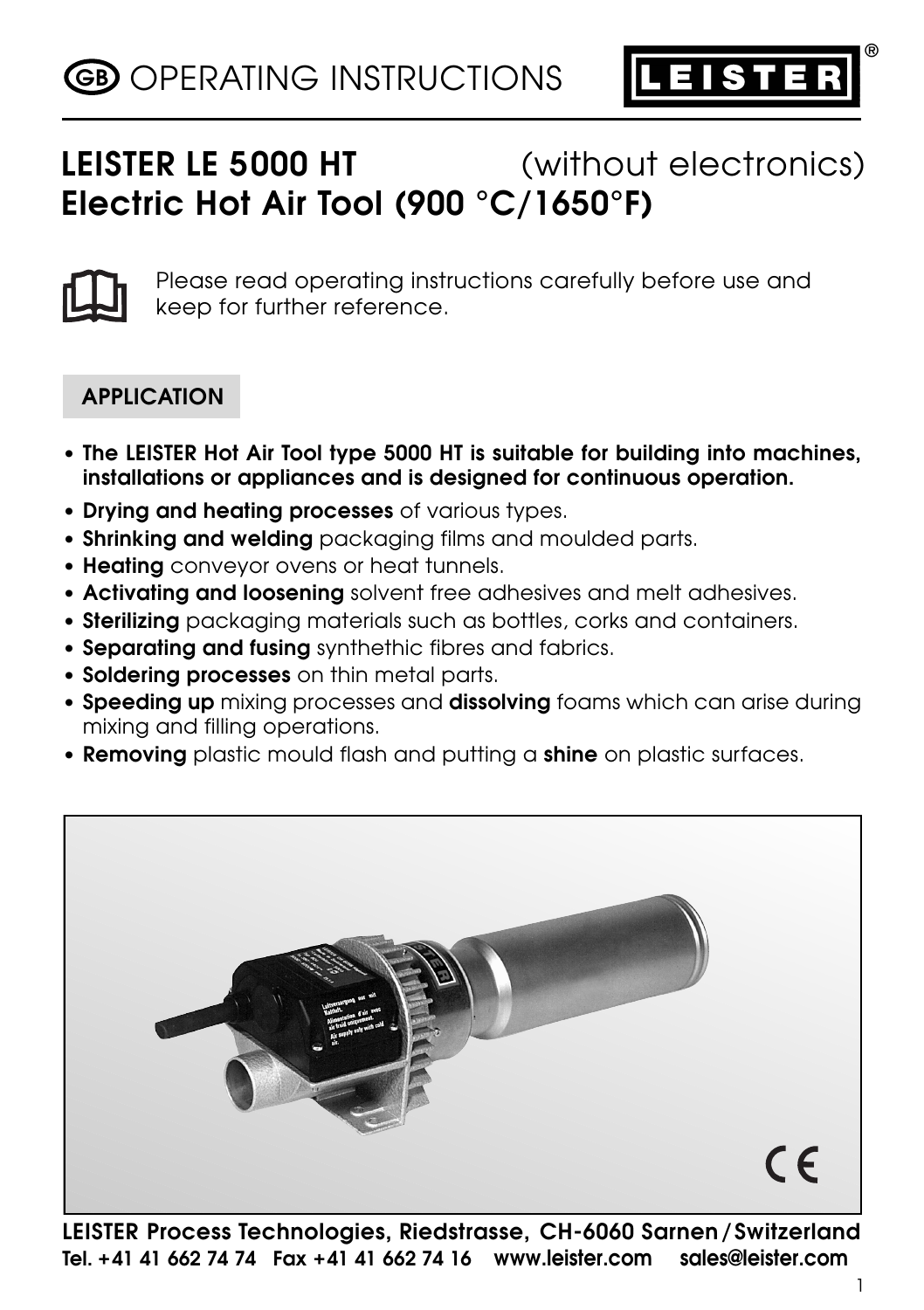# GB OPERATING INSTRUCTIONS

**LEISTER**®

## LEISTER LE 5000 HT (without electronics) Electric Hot Air Tool (900 °C/1650°F)

Please read operating instructions carefully before use and keep for further reference.

### APPLICATION

- **The LEISTER Hot Air Tool type 5000 HT is suitable for building into machines, installations or appliances and is designed for continuous operation.**
- **Drying and heating processes** of various types.
- **Shrinking and welding** packaging films and moulded parts.
- **Heating** conveyor ovens or heat tunnels.
- **Activating and loosening** solvent free adhesives and melt adhesives.
- **Sterilizing** packaging materials such as bottles, corks and containers.
- **Separating and fusing** synthethic fibres and fabrics.
- **Soldering processes** on thin metal parts.
- **Speeding up** mixing processes and **dissolving** foams which can arise during mixing and filling operations.
- **Removing** plastic mould flash and putting a **shine** on plastic surfaces.

**LEISTER Process Technologies, Riedstrasse, CH-6060 Sarnen / Switzerland**
**Tel. +41 41 662 74 74 Fax +41 41 662 74 16 www.leister.com sales@leister.com**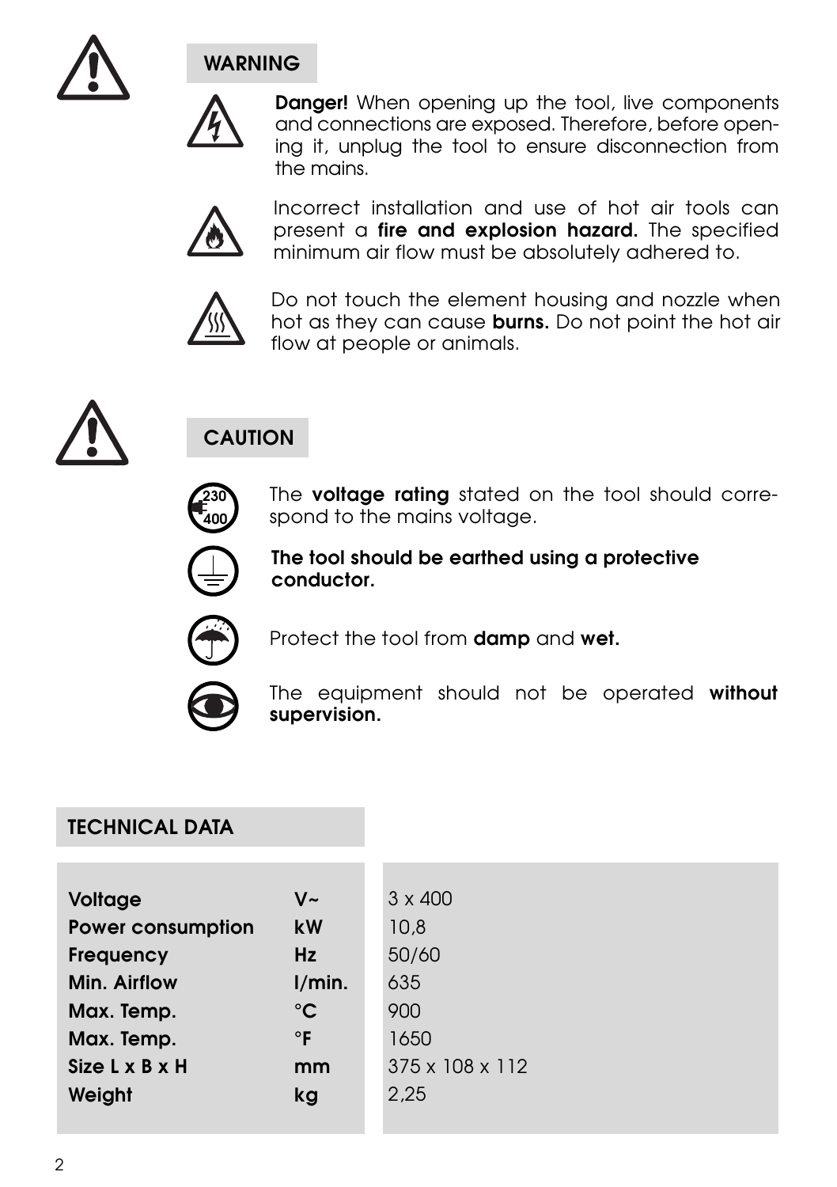## WARNING

**Danger!** When opening up the tool, live components and connections are exposed. Therefore, before opening it, unplug the tool to ensure disconnection from the mains.

Incorrect installation and use of hot air tools can present a **fire and explosion hazard.** The specified minimum air flow must be absolutely adhered to.

Do not touch the element housing and nozzle when hot as they can cause **burns.** Do not point the hot air flow at people or animals.

## CAUTION

The **voltage rating** stated on the tool should correspond to the mains voltage.

**The tool should be earthed using a protective conductor.**

Protect the tool from **damp** and **wet.**

The equipment should not be operated **without supervision.**

## TECHNICAL DATA

| | | |
|---|---|---|
| **Voltage** | **V~** | 3 x 400 |
| **Power consumption** | **kW** | 10,8 |
| **Frequency** | **Hz** | 50/60 |
| **Min. Airflow** | **l/min.** | 635 |
| **Max. Temp.** | **°C** | 900 |
| **Max. Temp.** | **°F** | 1650 |
| **Size L x B x H** | **mm** | 375 x 108 x 112 |
| **Weight** | **kg** | 2,25 |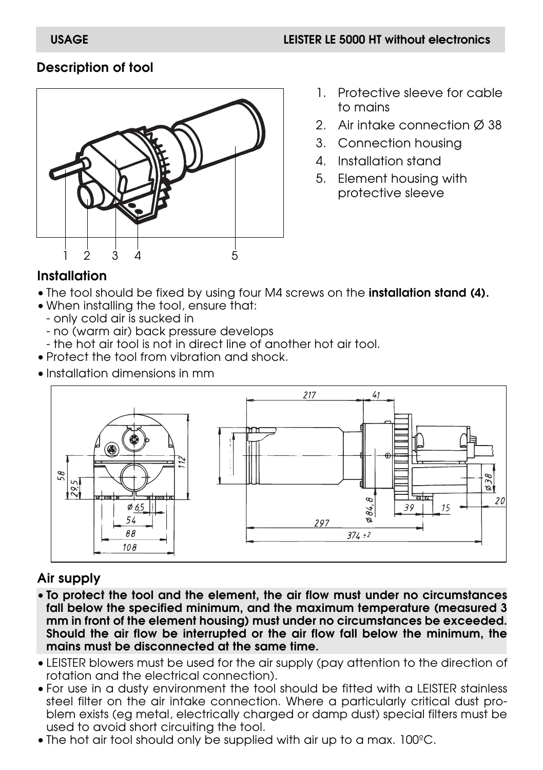## Description of tool

1. Protective sleeve for cable to mains
2. Air intake connection Ø 38
3. Connection housing
4. Installation stand
5. Element housing with protective sleeve

## Installation

- The tool should be fixed by using four M4 screws on the **installation stand (4).**
- When installing the tool, ensure that:
  - only cold air is sucked in
  - no (warm air) back pressure develops
  - the hot air tool is not in direct line of another hot air tool.
- Protect the tool from vibration and shock.
- Installation dimensions in mm

## Air supply

- **To protect the tool and the element, the air flow must under no circumstances fall below the specified minimum, and the maximum temperature (measured 3 mm in front of the element housing) must under no circumstances be exceeded. Should the air flow be interrupted or the air flow fall below the minimum, the mains must be disconnected at the same time.**
- LEISTER blowers must be used for the air supply (pay attention to the direction of rotation and the electrical connection).
- For use in a dusty environment the tool should be fitted with a LEISTER stainless steel filter on the air intake connection. Where a particularly critical dust problem exists (eg metal, electrically charged or damp dust) special filters must be used to avoid short circuiting the tool.
- The hot air tool should only be supplied with air up to a max. 100°C.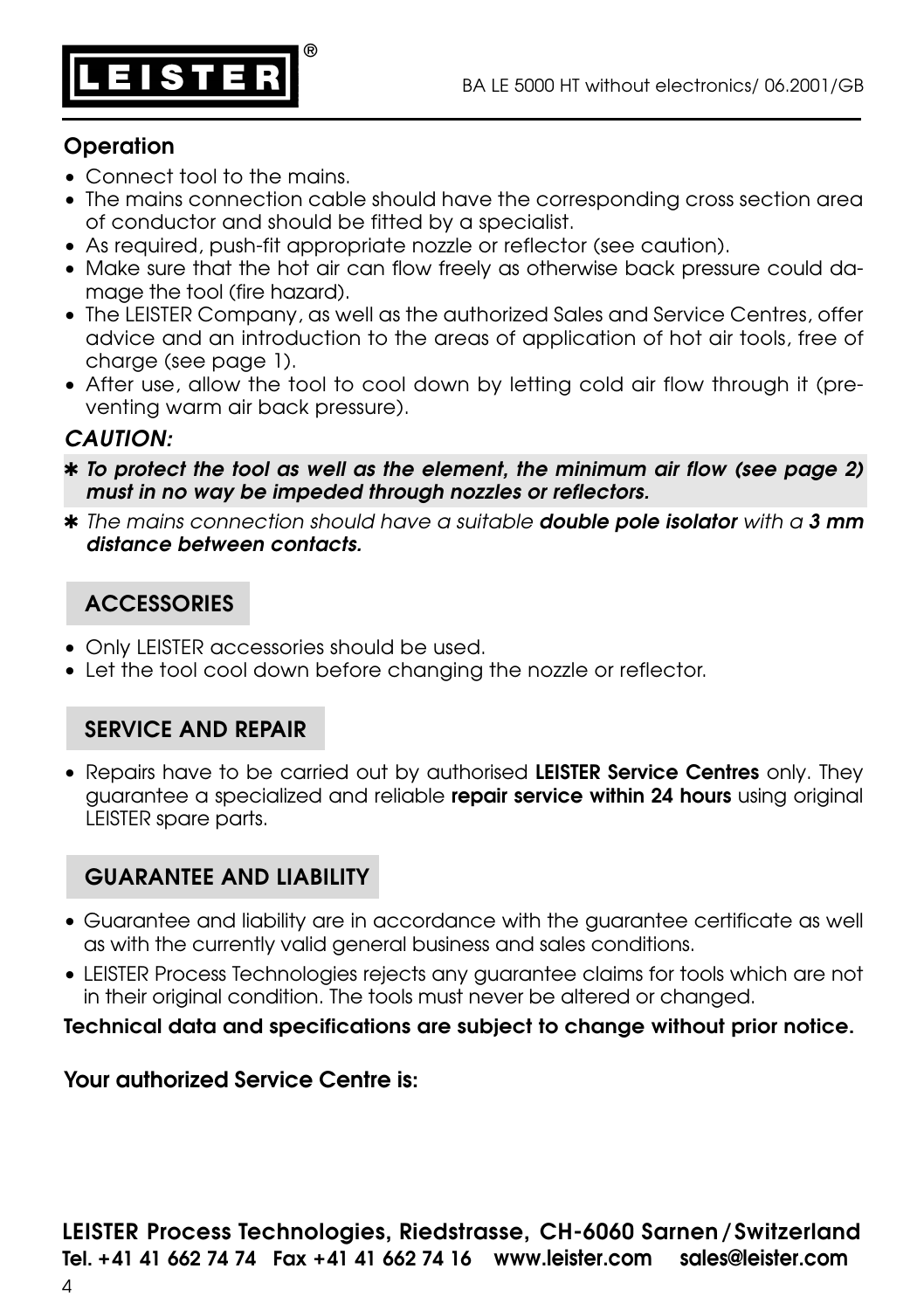## Operation

- Connect tool to the mains.
- The mains connection cable should have the corresponding cross section area of conductor and should be fitted by a specialist.
- As required, push-fit appropriate nozzle or reflector (see caution).
- Make sure that the hot air can flow freely as otherwise back pressure could damage the tool (fire hazard).
- The LEISTER Company, as well as the authorized Sales and Service Centres, offer advice and an introduction to the areas of application of hot air tools, free of charge (see page 1).
- After use, allow the tool to cool down by letting cold air flow through it (preventing warm air back pressure).

### *CAUTION:*

✱ ***To protect the tool as well as the element, the minimum air flow (see page 2) must in no way be impeded through nozzles or reflectors.***

✱ *The mains connection should have a suitable **double pole isolator** with a **3 mm distance between contacts.***

## ACCESSORIES

- Only LEISTER accessories should be used.
- Let the tool cool down before changing the nozzle or reflector.

## SERVICE AND REPAIR

- Repairs have to be carried out by authorised **LEISTER Service Centres** only. They guarantee a specialized and reliable **repair service within 24 hours** using original LEISTER spare parts.

## GUARANTEE AND LIABILITY

- Guarantee and liability are in accordance with the guarantee certificate as well as with the currently valid general business and sales conditions.
- LEISTER Process Technologies rejects any guarantee claims for tools which are not in their original condition. The tools must never be altered or changed.

**Technical data and specifications are subject to change without prior notice.**

**Your authorized Service Centre is:**

**LEISTER Process Technologies, Riedstrasse, CH-6060 Sarnen / Switzerland**
**Tel. +41 41 662 74 74 Fax +41 41 662 74 16 www.leister.com sales@leister.com**